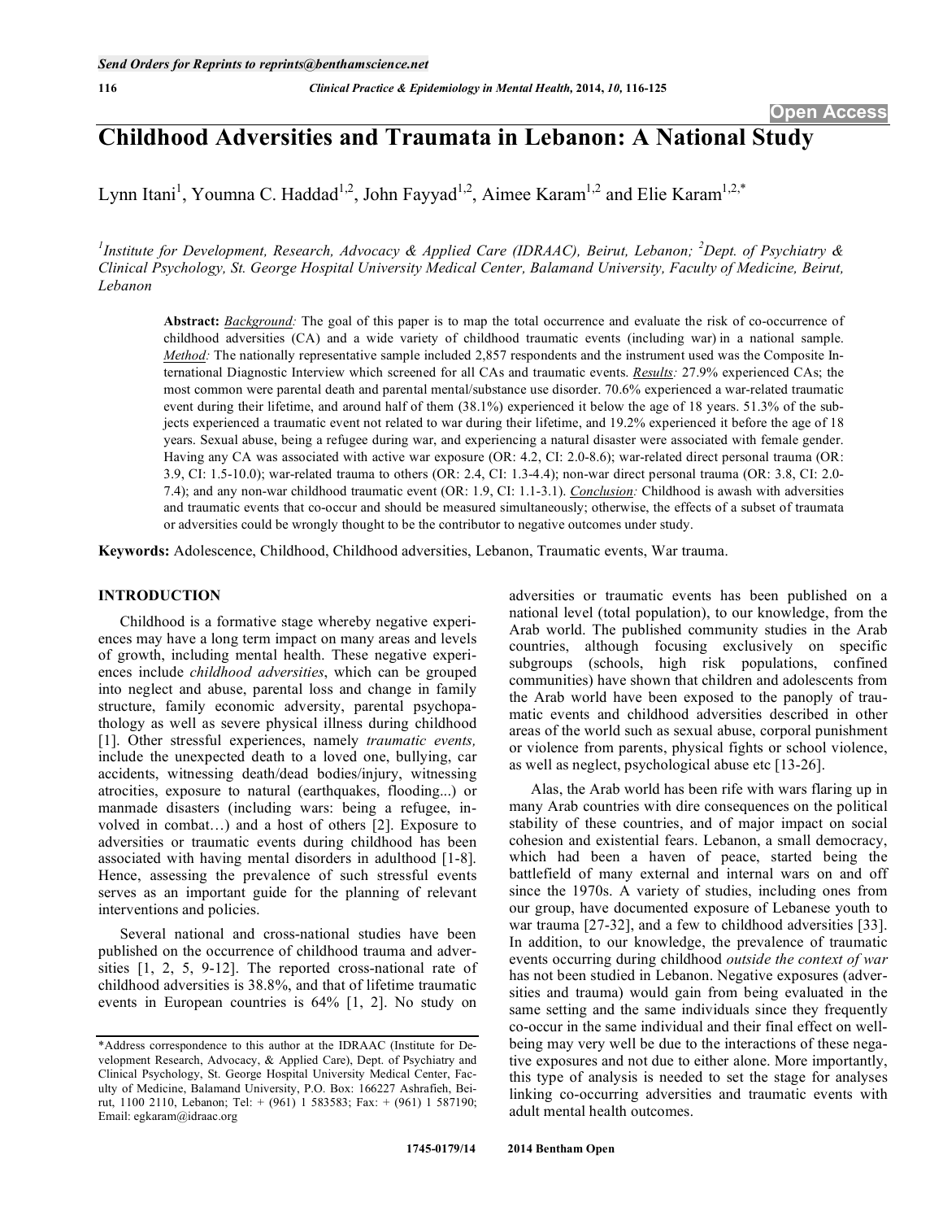Send Orders for Reprints to reprints@benthamscience.net

Open Access

# Childhood Adversities and Traumata in Lebanon: A National Study

Lynn Itani[1], Youmna C. Haddad[1,2], John Fayyad[1,2], Aimee Karam[1,2] and Elie Karam[1,2,*]

[1]*Institute for Development, Research, Advocacy & Applied Care (IDRAAC), Beirut, Lebanon;* [2]*Dept. of Psychiatry & Clinical Psychology, St. George Hospital University Medical Center, Balamand University, Faculty of Medicine, Beirut, Lebanon*

**Abstract:** ***Background:*** The goal of this paper is to map the total occurrence and evaluate the risk of co-occurrence of childhood adversities (CA) and a wide variety of childhood traumatic events (including war) in a national sample. ***Method:*** The nationally representative sample included 2,857 respondents and the instrument used was the Composite International Diagnostic Interview which screened for all CAs and traumatic events. ***Results:*** 27.9% experienced CAs; the most common were parental death and parental mental/substance use disorder. 70.6% experienced a war-related traumatic event during their lifetime, and around half of them (38.1%) experienced it below the age of 18 years. 51.3% of the subjects experienced a traumatic event not related to war during their lifetime, and 19.2% experienced it before the age of 18 years. Sexual abuse, being a refugee during war, and experiencing a natural disaster were associated with female gender. Having any CA was associated with active war exposure (OR: 4.2, CI: 2.0-8.6); war-related direct personal trauma (OR: 3.9, CI: 1.5-10.0); war-related trauma to others (OR: 2.4, CI: 1.3-4.4); non-war direct personal trauma (OR: 3.8, CI: 2.0-7.4); and any non-war childhood traumatic event (OR: 1.9, CI: 1.1-3.1). ***Conclusion:*** Childhood is awash with adversities and traumatic events that co-occur and should be measured simultaneously; otherwise, the effects of a subset of traumata or adversities could be wrongly thought to be the contributor to negative outcomes under study.

**Keywords:** Adolescence, Childhood, Childhood adversities, Lebanon, Traumatic events, War trauma.

## INTRODUCTION

Childhood is a formative stage whereby negative experiences may have a long term impact on many areas and levels of growth, including mental health. These negative experiences include *childhood adversities*, which can be grouped into neglect and abuse, parental loss and change in family structure, family economic adversity, parental psychopathology as well as severe physical illness during childhood [1]. Other stressful experiences, namely *traumatic events,* include the unexpected death to a loved one, bullying, car accidents, witnessing death/dead bodies/injury, witnessing atrocities, exposure to natural (earthquakes, flooding...) or manmade disasters (including wars: being a refugee, involved in combat…) and a host of others [2]. Exposure to adversities or traumatic events during childhood has been associated with having mental disorders in adulthood [1-8]. Hence, assessing the prevalence of such stressful events serves as an important guide for the planning of relevant interventions and policies.

Several national and cross-national studies have been published on the occurrence of childhood trauma and adversities [1, 2, 5, 9-12]. The reported cross-national rate of childhood adversities is 38.8%, and that of lifetime traumatic events in European countries is 64% [1, 2]. No study on adversities or traumatic events has been published on a national level (total population), to our knowledge, from the Arab world. The published community studies in the Arab countries, although focusing exclusively on specific subgroups (schools, high risk populations, confined communities) have shown that children and adolescents from the Arab world have been exposed to the panoply of traumatic events and childhood adversities described in other areas of the world such as sexual abuse, corporal punishment or violence from parents, physical fights or school violence, as well as neglect, psychological abuse etc [13-26].

Alas, the Arab world has been rife with wars flaring up in many Arab countries with dire consequences on the political stability of these countries, and of major impact on social cohesion and existential fears. Lebanon, a small democracy, which had been a haven of peace, started being the battlefield of many external and internal wars on and off since the 1970s. A variety of studies, including ones from our group, have documented exposure of Lebanese youth to war trauma [27-32], and a few to childhood adversities [33]. In addition, to our knowledge, the prevalence of traumatic events occurring during childhood *outside the context of war* has not been studied in Lebanon. Negative exposures (adversities and trauma) would gain from being evaluated in the same setting and the same individuals since they frequently co-occur in the same individual and their final effect on well-being may very well be due to the interactions of these negative exposures and not due to either alone. More importantly, this type of analysis is needed to set the stage for analyses linking co-occurring adversities and traumatic events with adult mental health outcomes.

*Address correspondence to this author at the IDRAAC (Institute for Development Research, Advocacy, & Applied Care), Dept. of Psychiatry and Clinical Psychology, St. George Hospital University Medical Center, Faculty of Medicine, Balamand University, P.O. Box: 166227 Ashrafieh, Beirut, 1100 2110, Lebanon; Tel: + (961) 1 583583; Fax: + (961) 1 587190; Email: egkaram@idraac.org

1745-0179/14 2014 Bentham Open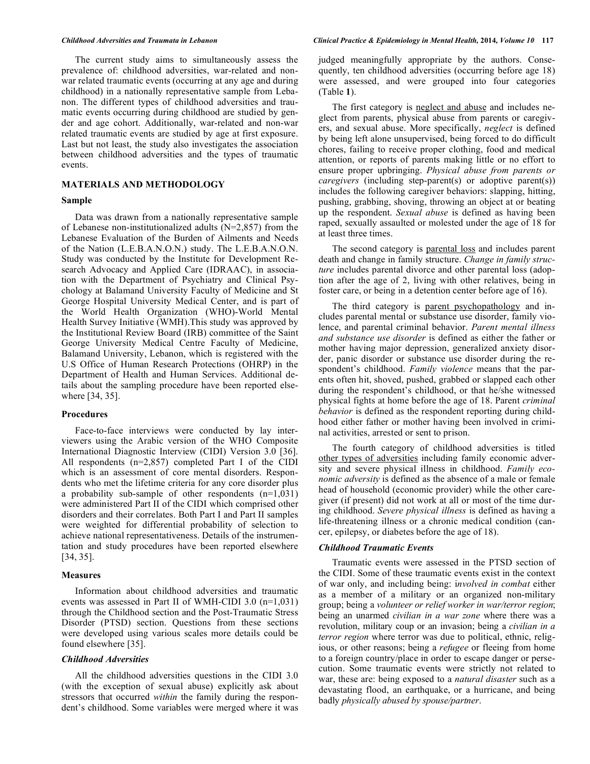The current study aims to simultaneously assess the prevalence of: childhood adversities, war-related and non-war related traumatic events (occurring at any age and during childhood) in a nationally representative sample from Lebanon. The different types of childhood adversities and traumatic events occurring during childhood are studied by gender and age cohort. Additionally, war-related and non-war related traumatic events are studied by age at first exposure. Last but not least, the study also investigates the association between childhood adversities and the types of traumatic events.

## MATERIALS AND METHODOLOGY

### Sample

Data was drawn from a nationally representative sample of Lebanese non-institutionalized adults (N=2,857) from the Lebanese Evaluation of the Burden of Ailments and Needs of the Nation (L.E.B.A.N.O.N.) study. The L.E.B.A.N.O.N. Study was conducted by the Institute for Development Research Advocacy and Applied Care (IDRAAC), in association with the Department of Psychiatry and Clinical Psychology at Balamand University Faculty of Medicine and St George Hospital University Medical Center, and is part of the World Health Organization (WHO)-World Mental Health Survey Initiative (WMH).This study was approved by the Institutional Review Board (IRB) committee of the Saint George University Medical Centre Faculty of Medicine, Balamand University, Lebanon, which is registered with the U.S Office of Human Research Protections (OHRP) in the Department of Health and Human Services. Additional details about the sampling procedure have been reported elsewhere [34, 35].

### Procedures

Face-to-face interviews were conducted by lay interviewers using the Arabic version of the WHO Composite International Diagnostic Interview (CIDI) Version 3.0 [36]. All respondents (n=2,857) completed Part I of the CIDI which is an assessment of core mental disorders. Respondents who met the lifetime criteria for any core disorder plus a probability sub-sample of other respondents (n=1,031) were administered Part II of the CIDI which comprised other disorders and their correlates. Both Part I and Part II samples were weighted for differential probability of selection to achieve national representativeness. Details of the instrumentation and study procedures have been reported elsewhere [34, 35].

### Measures

Information about childhood adversities and traumatic events was assessed in Part II of WMH-CIDI 3.0 (n=1,031) through the Childhood section and the Post-Traumatic Stress Disorder (PTSD) section. Questions from these sections were developed using various scales more details could be found elsewhere [35].

#### *Childhood Adversities*

All the childhood adversities questions in the CIDI 3.0 (with the exception of sexual abuse) explicitly ask about stressors that occurred *within* the family during the respondent's childhood. Some variables were merged where it was judged meaningfully appropriate by the authors. Consequently, ten childhood adversities (occurring before age 18) were assessed, and were grouped into four categories (Table **1**).

The first category is <u>neglect and abuse</u> and includes neglect from parents, physical abuse from parents or caregivers, and sexual abuse. More specifically, *neglect* is defined by being left alone unsupervised, being forced to do difficult chores, failing to receive proper clothing, food and medical attention, or reports of parents making little or no effort to ensure proper upbringing. *Physical abuse from parents or caregivers* (including step-parent(s) or adoptive parent(s)) includes the following caregiver behaviors: slapping, hitting, pushing, grabbing, shoving, throwing an object at or beating up the respondent. *Sexual abuse* is defined as having been raped, sexually assaulted or molested under the age of 18 for at least three times.

The second category is <u>parental loss</u> and includes parent death and change in family structure. *Change in family structure* includes parental divorce and other parental loss (adoption after the age of 2, living with other relatives, being in foster care, or being in a detention center before age of 16).

The third category is <u>parent psychopathology</u> and includes parental mental or substance use disorder, family violence, and parental criminal behavior. *Parent mental illness and substance use disorder* is defined as either the father or mother having major depression, generalized anxiety disorder, panic disorder or substance use disorder during the respondent's childhood. *Family violence* means that the parents often hit, shoved, pushed, grabbed or slapped each other during the respondent's childhood, or that he/she witnessed physical fights at home before the age of 18. Parent *criminal behavior* is defined as the respondent reporting during childhood either father or mother having been involved in criminal activities, arrested or sent to prison.

The fourth category of childhood adversities is titled <u>other types of adversities</u> including family economic adversity and severe physical illness in childhood. *Family economic adversity* is defined as the absence of a male or female head of household (economic provider) while the other caregiver (if present) did not work at all or most of the time during childhood. *Severe physical illness* is defined as having a life-threatening illness or a chronic medical condition (cancer, epilepsy, or diabetes before the age of 18).

#### *Childhood Traumatic Events*

Traumatic events were assessed in the PTSD section of the CIDI. Some of these traumatic events exist in the context of war only, and including being: *involved in combat* either as a member of a military or an organized non-military group; being a *volunteer or relief worker in war/terror region*; being an unarmed *civilian in a war zone* where there was a revolution, military coup or an invasion; being a *civilian in a terror region* where terror was due to political, ethnic, religious, or other reasons; being a *refugee* or fleeing from home to a foreign country/place in order to escape danger or persecution. Some traumatic events were strictly not related to war, these are: being exposed to a *natural disaster* such as a devastating flood, an earthquake, or a hurricane, and being badly *physically abused by spouse/partner*.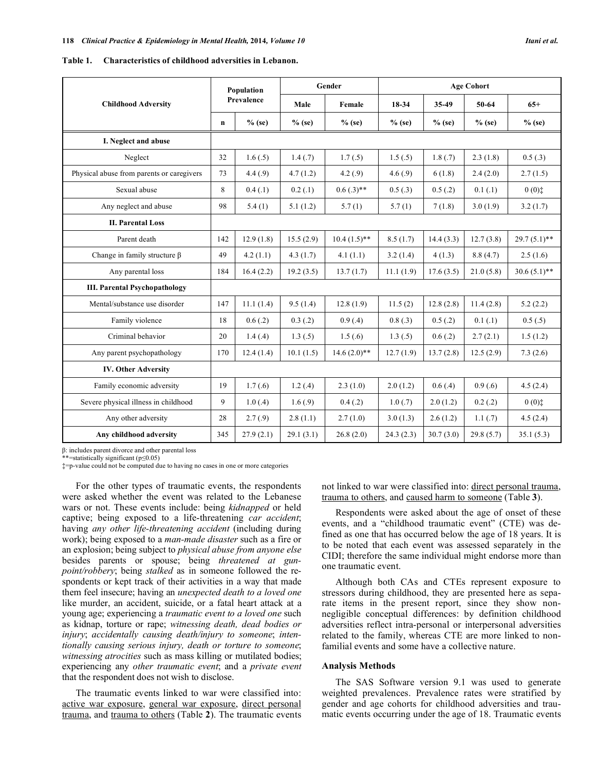**Table 1. Characteristics of childhood adversities in Lebanon.**

| Childhood Adversity | Population Prevalence | | Gender | | Age Cohort | | | |
|---|---|---|---|---|---|---|---|---|
| | | | Male | Female | 18-34 | 35-49 | 50-64 | 65+ |
| | n | % (se) | % (se) | % (se) | % (se) | % (se) | % (se) | % (se) |
| **I. Neglect and abuse** | | | | | | | | |
| Neglect | 32 | 1.6 (.5) | 1.4 (.7) | 1.7 (.5) | 1.5 (.5) | 1.8 (.7) | 2.3 (1.8) | 0.5 (.3) |
| Physical abuse from parents or caregivers | 73 | 4.4 (.9) | 4.7 (1.2) | 4.2 (.9) | 4.6 (.9) | 6 (1.8) | 2.4 (2.0) | 2.7 (1.5) |
| Sexual abuse | 8 | 0.4 (.1) | 0.2 (.1) | 0.6 (.3)** | 0.5 (.3) | 0.5 (.2) | 0.1 (.1) | 0 (0)‡ |
| Any neglect and abuse | 98 | 5.4 (1) | 5.1 (1.2) | 5.7 (1) | 5.7 (1) | 7 (1.8) | 3.0 (1.9) | 3.2 (1.7) |
| **II. Parental Loss** | | | | | | | | |
| Parent death | 142 | 12.9 (1.8) | 15.5 (2.9) | 10.4 (1.5)** | 8.5 (1.7) | 14.4 (3.3) | 12.7 (3.8) | 29.7 (5.1)** |
| Change in family structure β | 49 | 4.2 (1.1) | 4.3 (1.7) | 4.1 (1.1) | 3.2 (1.4) | 4 (1.3) | 8.8 (4.7) | 2.5 (1.6) |
| Any parental loss | 184 | 16.4 (2.2) | 19.2 (3.5) | 13.7 (1.7) | 11.1 (1.9) | 17.6 (3.5) | 21.0 (5.8) | 30.6 (5.1)** |
| **III. Parental Psychopathology** | | | | | | | | |
| Mental/substance use disorder | 147 | 11.1 (1.4) | 9.5 (1.4) | 12.8 (1.9) | 11.5 (2) | 12.8 (2.8) | 11.4 (2.8) | 5.2 (2.2) |
| Family violence | 18 | 0.6 (.2) | 0.3 (.2) | 0.9 (.4) | 0.8 (.3) | 0.5 (.2) | 0.1 (.1) | 0.5 (.5) |
| Criminal behavior | 20 | 1.4 (.4) | 1.3 (.5) | 1.5 (.6) | 1.3 (.5) | 0.6 (.2) | 2.7 (2.1) | 1.5 (1.2) |
| Any parent psychopathology | 170 | 12.4 (1.4) | 10.1 (1.5) | 14.6 (2.0)** | 12.7 (1.9) | 13.7 (2.8) | 12.5 (2.9) | 7.3 (2.6) |
| **IV. Other Adversity** | | | | | | | | |
| Family economic adversity | 19 | 1.7 (.6) | 1.2 (.4) | 2.3 (1.0) | 2.0 (1.2) | 0.6 (.4) | 0.9 (.6) | 4.5 (2.4) |
| Severe physical illness in childhood | 9 | 1.0 (.4) | 1.6 (.9) | 0.4 (.2) | 1.0 (.7) | 2.0 (1.2) | 0.2 (.2) | 0 (0)‡ |
| Any other adversity | 28 | 2.7 (.9) | 2.8 (1.1) | 2.7 (1.0) | 3.0 (1.3) | 2.6 (1.2) | 1.1 (.7) | 4.5 (2.4) |
| **Any childhood adversity** | 345 | 27.9 (2.1) | 29.1 (3.1) | 26.8 (2.0) | 24.3 (2.3) | 30.7 (3.0) | 29.8 (5.7) | 35.1 (5.3) |

β: includes parent divorce and other parental loss
**=statistically significant ($p \leq 0.05$)
‡=p-value could not be computed due to having no cases in one or more categories

For the other types of traumatic events, the respondents were asked whether the event was related to the Lebanese wars or not. These events include: being *kidnapped* or held captive; being exposed to a life-threatening *car accident*; having *any other life-threatening accident* (including during work); being exposed to a *man-made disaster* such as a fire or an explosion; being subject to *physical abuse from anyone else* besides parents or spouse; being *threatened at gun-point/robbery*; being *stalked* as in someone followed the respondents or kept track of their activities in a way that made them feel insecure; having an *unexpected death to a loved one* like murder, an accident, suicide, or a fatal heart attack at a young age; experiencing a *traumatic event to a loved one* such as kidnap, torture or rape; *witnessing death, dead bodies or injury*; *accidentally causing death/injury to someone*; *intentionally causing serious injury, death or torture to someone*; *witnessing atrocities* such as mass killing or mutilated bodies; experiencing any *other traumatic event*; and a *private event* that the respondent does not wish to disclose.

The traumatic events linked to war were classified into: active war exposure, general war exposure, direct personal trauma, and trauma to others (Table **2**). The traumatic events not linked to war were classified into: direct personal trauma, trauma to others, and caused harm to someone (Table **3**).

Respondents were asked about the age of onset of these events, and a "childhood traumatic event" (CTE) was defined as one that has occurred below the age of 18 years. It is to be noted that each event was assessed separately in the CIDI; therefore the same individual might endorse more than one traumatic event.

Although both CAs and CTEs represent exposure to stressors during childhood, they are presented here as separate items in the present report, since they show non-negligible conceptual differences: by definition childhood adversities reflect intra-personal or interpersonal adversities related to the family, whereas CTE are more linked to non-familial events and some have a collective nature.

### Analysis Methods

The SAS Software version 9.1 was used to generate weighted prevalences. Prevalence rates were stratified by gender and age cohorts for childhood adversities and traumatic events occurring under the age of 18. Traumatic events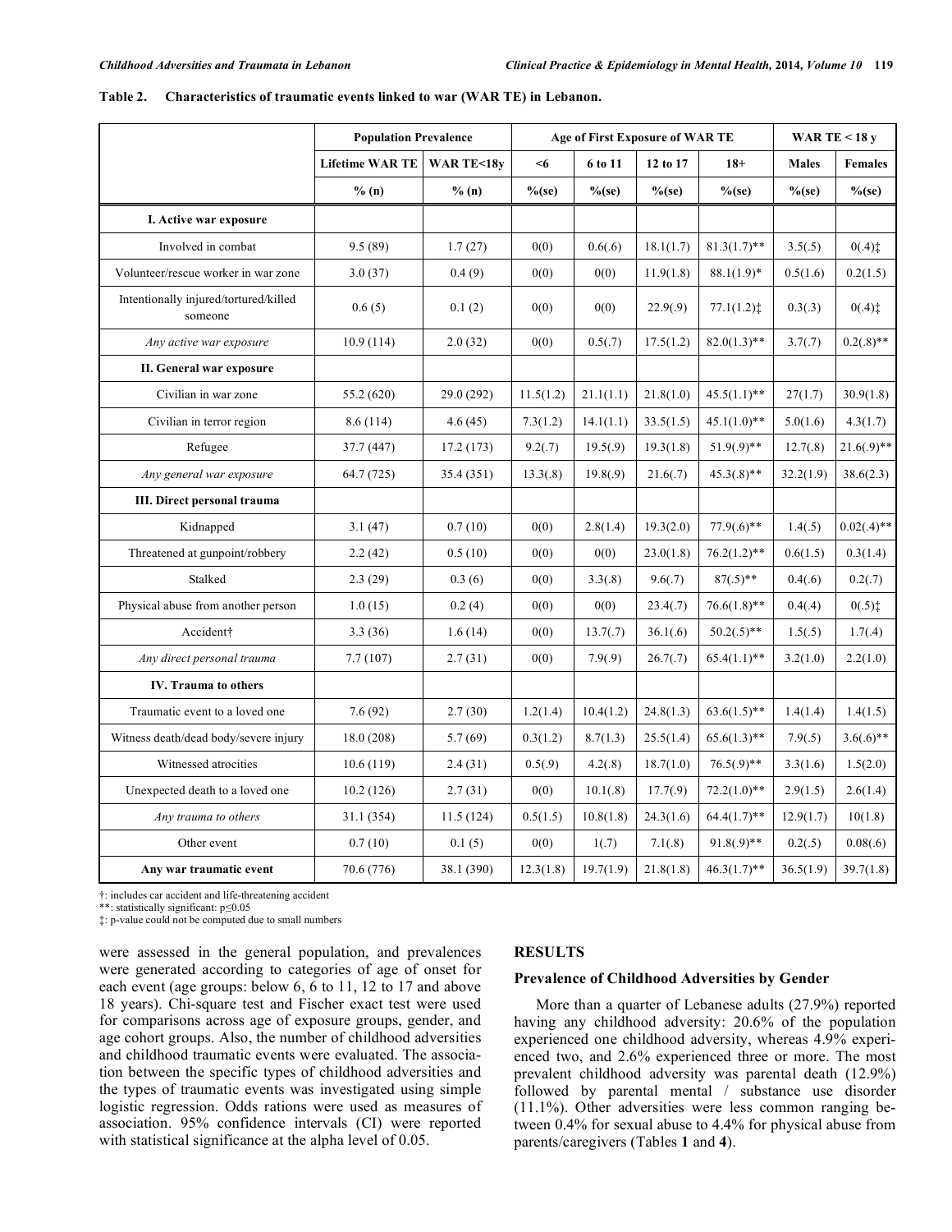**Table 2. Characteristics of traumatic events linked to war (WAR TE) in Lebanon.**

| | Population Prevalence | | Age of First Exposure of WAR TE | | | | WAR TE < 18 y | |
|---|---|---|---|---|---|---|---|---|
| | Lifetime WAR TE | WAR TE<18y | <6 | 6 to 11 | 12 to 17 | 18+ | Males | Females |
| | % (n) | % (n) | %(se) | %(se) | %(se) | %(se) | %(se) | %(se) |
| **I. Active war exposure** | | | | | | | | |
| Involved in combat | 9.5 (89) | 1.7 (27) | 0(0) | 0.6(.6) | 18.1(1.7) | 81.3(1.7)** | 3.5(.5) | 0(.4)‡ |
| Volunteer/rescue worker in war zone | 3.0 (37) | 0.4 (9) | 0(0) | 0(0) | 11.9(1.8) | 88.1(1.9)* | 0.5(1.6) | 0.2(1.5) |
| Intentionally injured/tortured/killed someone | 0.6 (5) | 0.1 (2) | 0(0) | 0(0) | 22.9(.9) | 77.1(1.2)‡ | 0.3(.3) | 0(.4)‡ |
| *Any active war exposure* | 10.9 (114) | 2.0 (32) | 0(0) | 0.5(.7) | 17.5(1.2) | 82.0(1.3)** | 3.7(.7) | 0.2(.8)** |
| **II. General war exposure** | | | | | | | | |
| Civilian in war zone | 55.2 (620) | 29.0 (292) | 11.5(1.2) | 21.1(1.1) | 21.8(1.0) | 45.5(1.1)** | 27(1.7) | 30.9(1.8) |
| Civilian in terror region | 8.6 (114) | 4.6 (45) | 7.3(1.2) | 14.1(1.1) | 33.5(1.5) | 45.1(1.0)** | 5.0(1.6) | 4.3(1.7) |
| Refugee | 37.7 (447) | 17.2 (173) | 9.2(.7) | 19.5(.9) | 19.3(1.8) | 51.9(.9)** | 12.7(.8) | 21.6(.9)** |
| *Any general war exposure* | 64.7 (725) | 35.4 (351) | 13.3(.8) | 19.8(.9) | 21.6(.7) | 45.3(.8)** | 32.2(1.9) | 38.6(2.3) |
| **III. Direct personal trauma** | | | | | | | | |
| Kidnapped | 3.1 (47) | 0.7 (10) | 0(0) | 2.8(1.4) | 19.3(2.0) | 77.9(.6)** | 1.4(.5) | 0.02(.4)** |
| Threatened at gunpoint/robbery | 2.2 (42) | 0.5 (10) | 0(0) | 0(0) | 23.0(1.8) | 76.2(1.2)** | 0.6(1.5) | 0.3(1.4) |
| Stalked | 2.3 (29) | 0.3 (6) | 0(0) | 3.3(.8) | 9.6(.7) | 87(.5)** | 0.4(.6) | 0.2(.7) |
| Physical abuse from another person | 1.0 (15) | 0.2 (4) | 0(0) | 0(0) | 23.4(.7) | 76.6(1.8)** | 0.4(.4) | 0(.5)‡ |
| Accident† | 3.3 (36) | 1.6 (14) | 0(0) | 13.7(.7) | 36.1(.6) | 50.2(.5)** | 1.5(.5) | 1.7(.4) |
| *Any direct personal trauma* | 7.7 (107) | 2.7 (31) | 0(0) | 7.9(.9) | 26.7(.7) | 65.4(1.1)** | 3.2(1.0) | 2.2(1.0) |
| **IV. Trauma to others** | | | | | | | | |
| Traumatic event to a loved one | 7.6 (92) | 2.7 (30) | 1.2(1.4) | 10.4(1.2) | 24.8(1.3) | 63.6(1.5)** | 1.4(1.4) | 1.4(1.5) |
| Witness death/dead body/severe injury | 18.0 (208) | 5.7 (69) | 0.3(1.2) | 8.7(1.3) | 25.5(1.4) | 65.6(1.3)** | 7.9(.5) | 3.6(.6)** |
| Witnessed atrocities | 10.6 (119) | 2.4 (31) | 0.5(.9) | 4.2(.8) | 18.7(1.0) | 76.5(.9)** | 3.3(1.6) | 1.5(2.0) |
| Unexpected death to a loved one | 10.2 (126) | 2.7 (31) | 0(0) | 10.1(.8) | 17.7(.9) | 72.2(1.0)** | 2.9(1.5) | 2.6(1.4) |
| *Any trauma to others* | 31.1 (354) | 11.5 (124) | 0.5(1.5) | 10.8(1.8) | 24.3(1.6) | 64.4(1.7)** | 12.9(1.7) | 10(1.8) |
| Other event | 0.7 (10) | 0.1 (5) | 0(0) | 1(.7) | 7.1(.8) | 91.8(.9)** | 0.2(.5) | 0.08(.6) |
| **Any war traumatic event** | 70.6 (776) | 38.1 (390) | 12.3(1.8) | 19.7(1.9) | 21.8(1.8) | 46.3(1.7)** | 36.5(1.9) | 39.7(1.8) |

†: includes car accident and life-threatening accident
**: statistically significant: p≤0.05
‡: p-value could not be computed due to small numbers

were assessed in the general population, and prevalences were generated according to categories of age of onset for each event (age groups: below 6, 6 to 11, 12 to 17 and above 18 years). Chi-square test and Fischer exact test were used for comparisons across age of exposure groups, gender, and age cohort groups. Also, the number of childhood adversities and childhood traumatic events were evaluated. The association between the specific types of childhood adversities and the types of traumatic events was investigated using simple logistic regression. Odds rations were used as measures of association. 95% confidence intervals (CI) were reported with statistical significance at the alpha level of 0.05.

## RESULTS

### Prevalence of Childhood Adversities by Gender

More than a quarter of Lebanese adults (27.9%) reported having any childhood adversity: 20.6% of the population experienced one childhood adversity, whereas 4.9% experienced two, and 2.6% experienced three or more. The most prevalent childhood adversity was parental death (12.9%) followed by parental mental / substance use disorder (11.1%). Other adversities were less common ranging between 0.4% for sexual abuse to 4.4% for physical abuse from parents/caregivers (Tables **1** and **4**).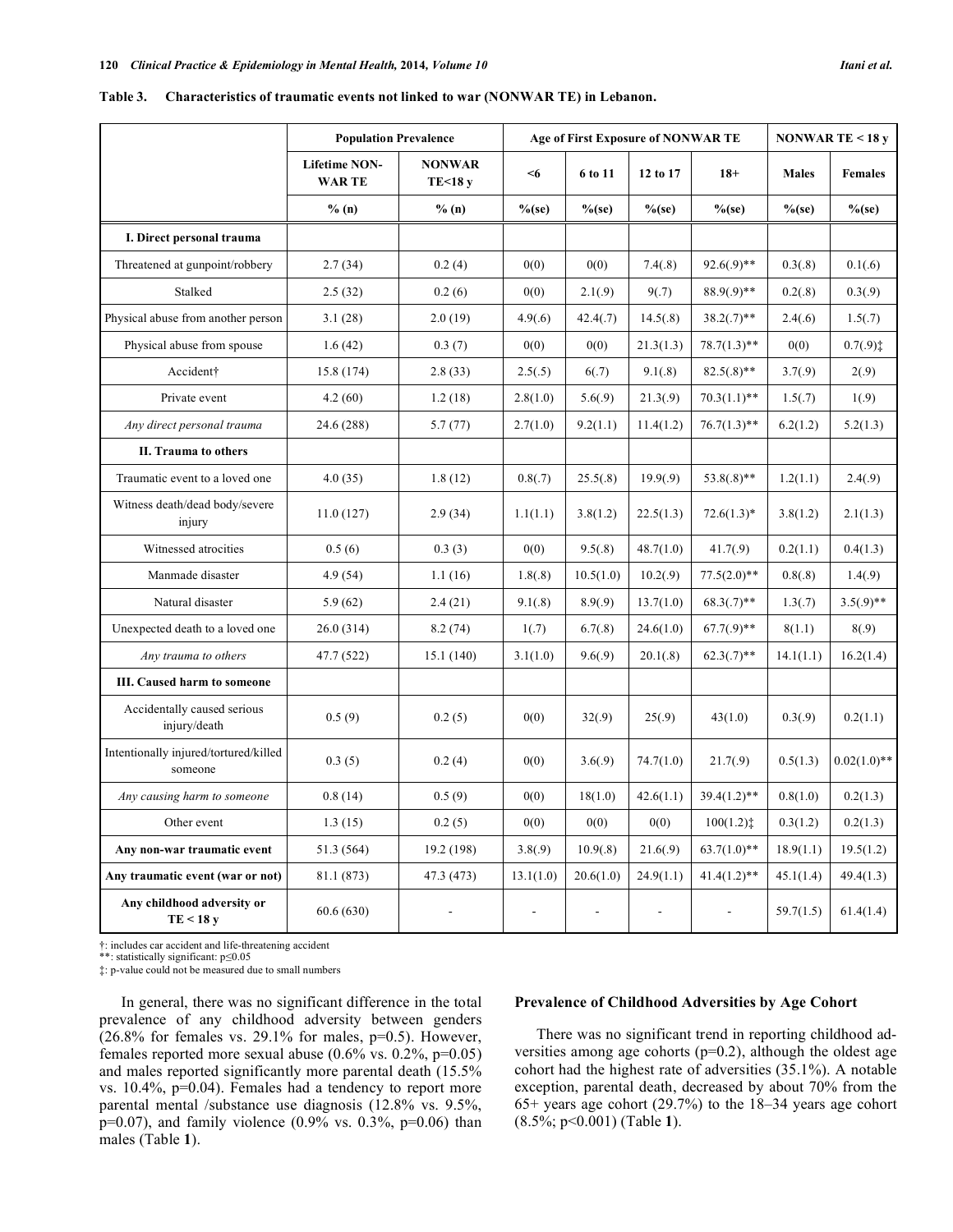**Table 3. Characteristics of traumatic events not linked to war (NONWAR TE) in Lebanon.**

| | Population Prevalence | | Age of First Exposure of NONWAR TE | | | | NONWAR TE < 18 y | |
|---|---|---|---|---|---|---|---|---|
| | Lifetime NON-WAR TE | NONWAR TE<18 y | <6 | 6 to 11 | 12 to 17 | 18+ | Males | Females |
| | % (n) | % (n) | %(se) | %(se) | %(se) | %(se) | %(se) | %(se) |
| **I. Direct personal trauma** | | | | | | | | |
| Threatened at gunpoint/robbery | 2.7 (34) | 0.2 (4) | 0(0) | 0(0) | 7.4(.8) | 92.6(.9)** | 0.3(.8) | 0.1(.6) |
| Stalked | 2.5 (32) | 0.2 (6) | 0(0) | 2.1(.9) | 9(.7) | 88.9(.9)** | 0.2(.8) | 0.3(.9) |
| Physical abuse from another person | 3.1 (28) | 2.0 (19) | 4.9(.6) | 42.4(.7) | 14.5(.8) | 38.2(.7)** | 2.4(.6) | 1.5(.7) |
| Physical abuse from spouse | 1.6 (42) | 0.3 (7) | 0(0) | 0(0) | 21.3(1.3) | 78.7(1.3)** | 0(0) | 0.7(.9)‡ |
| Accident† | 15.8 (174) | 2.8 (33) | 2.5(.5) | 6(.7) | 9.1(.8) | 82.5(.8)** | 3.7(.9) | 2(.9) |
| Private event | 4.2 (60) | 1.2 (18) | 2.8(1.0) | 5.6(.9) | 21.3(.9) | 70.3(1.1)** | 1.5(.7) | 1(.9) |
| *Any direct personal trauma* | 24.6 (288) | 5.7 (77) | 2.7(1.0) | 9.2(1.1) | 11.4(1.2) | 76.7(1.3)** | 6.2(1.2) | 5.2(1.3) |
| **II. Trauma to others** | | | | | | | | |
| Traumatic event to a loved one | 4.0 (35) | 1.8 (12) | 0.8(.7) | 25.5(.8) | 19.9(.9) | 53.8(.8)** | 1.2(1.1) | 2.4(.9) |
| Witness death/dead body/severe injury | 11.0 (127) | 2.9 (34) | 1.1(1.1) | 3.8(1.2) | 22.5(1.3) | 72.6(1.3)* | 3.8(1.2) | 2.1(1.3) |
| Witnessed atrocities | 0.5 (6) | 0.3 (3) | 0(0) | 9.5(.8) | 48.7(1.0) | 41.7(.9) | 0.2(1.1) | 0.4(1.3) |
| Manmade disaster | 4.9 (54) | 1.1 (16) | 1.8(.8) | 10.5(1.0) | 10.2(.9) | 77.5(2.0)** | 0.8(.8) | 1.4(.9) |
| Natural disaster | 5.9 (62) | 2.4 (21) | 9.1(.8) | 8.9(.9) | 13.7(1.0) | 68.3(.7)** | 1.3(.7) | 3.5(.9)** |
| Unexpected death to a loved one | 26.0 (314) | 8.2 (74) | 1(.7) | 6.7(.8) | 24.6(1.0) | 67.7(.9)** | 8(1.1) | 8(.9) |
| *Any trauma to others* | 47.7 (522) | 15.1 (140) | 3.1(1.0) | 9.6(.9) | 20.1(.8) | 62.3(.7)** | 14.1(1.1) | 16.2(1.4) |
| **III. Caused harm to someone** | | | | | | | | |
| Accidentally caused serious injury/death | 0.5 (9) | 0.2 (5) | 0(0) | 32(.9) | 25(.9) | 43(1.0) | 0.3(.9) | 0.2(1.1) |
| Intentionally injured/tortured/killed someone | 0.3 (5) | 0.2 (4) | 0(0) | 3.6(.9) | 74.7(1.0) | 21.7(.9) | 0.5(1.3) | 0.02(1.0)** |
| *Any causing harm to someone* | 0.8 (14) | 0.5 (9) | 0(0) | 18(1.0) | 42.6(1.1) | 39.4(1.2)** | 0.8(1.0) | 0.2(1.3) |
| Other event | 1.3 (15) | 0.2 (5) | 0(0) | 0(0) | 0(0) | 100(1.2)‡ | 0.3(1.2) | 0.2(1.3) |
| **Any non-war traumatic event** | 51.3 (564) | 19.2 (198) | 3.8(.9) | 10.9(.8) | 21.6(.9) | 63.7(1.0)** | 18.9(1.1) | 19.5(1.2) |
| **Any traumatic event (war or not)** | 81.1 (873) | 47.3 (473) | 13.1(1.0) | 20.6(1.0) | 24.9(1.1) | 41.4(1.2)** | 45.1(1.4) | 49.4(1.3) |
| **Any childhood adversity or TE < 18 y** | 60.6 (630) | - | - | - | - | - | 59.7(1.5) | 61.4(1.4) |

†: includes car accident and life-threatening accident
**: statistically significant: p≤0.05
‡: p-value could not be measured due to small numbers

In general, there was no significant difference in the total prevalence of any childhood adversity between genders (26.8% for females vs. 29.1% for males, p=0.5). However, females reported more sexual abuse (0.6% vs. 0.2%, p=0.05) and males reported significantly more parental death (15.5% vs. 10.4%, p=0.04). Females had a tendency to report more parental mental /substance use diagnosis (12.8% vs. 9.5%, p=0.07), and family violence (0.9% vs. 0.3%, p=0.06) than males (Table **1**).

### Prevalence of Childhood Adversities by Age Cohort

There was no significant trend in reporting childhood adversities among age cohorts (p=0.2), although the oldest age cohort had the highest rate of adversities (35.1%). A notable exception, parental death, decreased by about 70% from the 65+ years age cohort (29.7%) to the 18–34 years age cohort (8.5%; p<0.001) (Table **1**).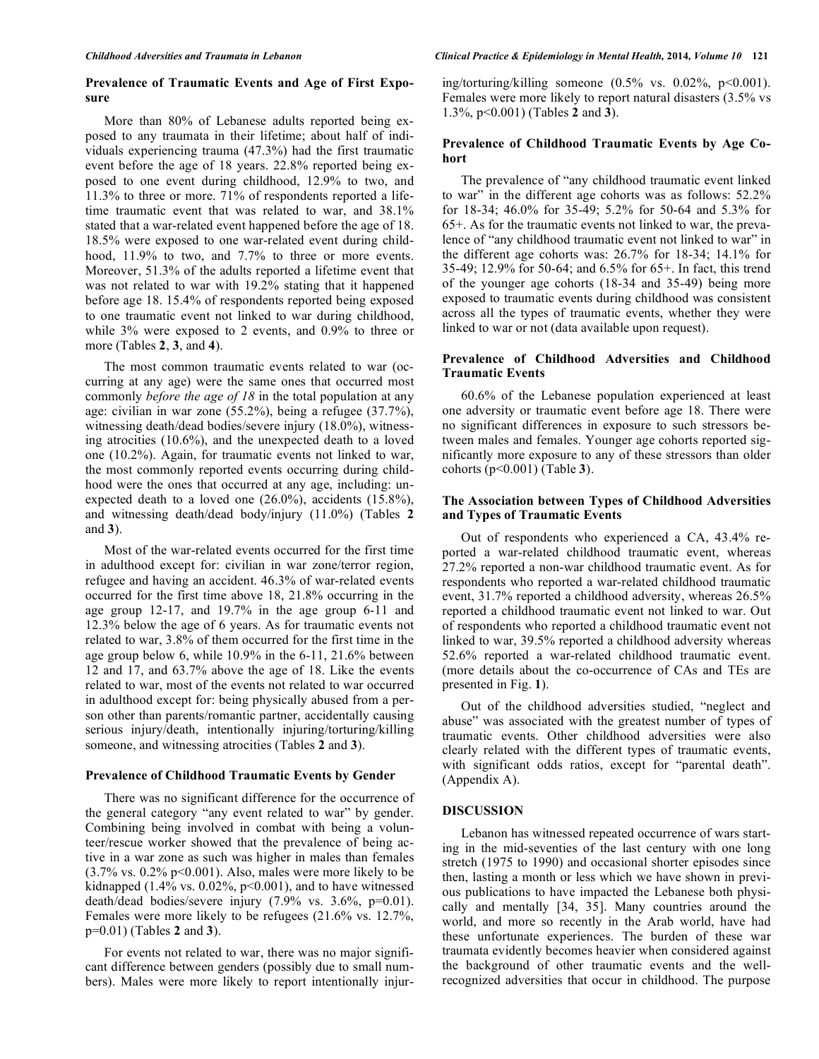### Prevalence of Traumatic Events and Age of First Exposure

More than 80% of Lebanese adults reported being exposed to any traumata in their lifetime; about half of individuals experiencing trauma (47.3%) had the first traumatic event before the age of 18 years. 22.8% reported being exposed to one event during childhood, 12.9% to two, and 11.3% to three or more. 71% of respondents reported a lifetime traumatic event that was related to war, and 38.1% stated that a war-related event happened before the age of 18. 18.5% were exposed to one war-related event during childhood, 11.9% to two, and 7.7% to three or more events. Moreover, 51.3% of the adults reported a lifetime event that was not related to war with 19.2% stating that it happened before age 18. 15.4% of respondents reported being exposed to one traumatic event not linked to war during childhood, while 3% were exposed to 2 events, and 0.9% to three or more (Tables **2**, **3**, and **4**).

The most common traumatic events related to war (occurring at any age) were the same ones that occurred most commonly *before the age of 18* in the total population at any age: civilian in war zone (55.2%), being a refugee (37.7%), witnessing death/dead bodies/severe injury (18.0%), witnessing atrocities (10.6%), and the unexpected death to a loved one (10.2%). Again, for traumatic events not linked to war, the most commonly reported events occurring during childhood were the ones that occurred at any age, including: unexpected death to a loved one (26.0%), accidents (15.8%), and witnessing death/dead body/injury (11.0%) (Tables **2** and **3**).

Most of the war-related events occurred for the first time in adulthood except for: civilian in war zone/terror region, refugee and having an accident. 46.3% of war-related events occurred for the first time above 18, 21.8% occurring in the age group 12-17, and 19.7% in the age group 6-11 and 12.3% below the age of 6 years. As for traumatic events not related to war, 3.8% of them occurred for the first time in the age group below 6, while 10.9% in the 6-11, 21.6% between 12 and 17, and 63.7% above the age of 18. Like the events related to war, most of the events not related to war occurred in adulthood except for: being physically abused from a person other than parents/romantic partner, accidentally causing serious injury/death, intentionally injuring/torturing/killing someone, and witnessing atrocities (Tables **2** and **3**).

### Prevalence of Childhood Traumatic Events by Gender

There was no significant difference for the occurrence of the general category "any event related to war" by gender. Combining being involved in combat with being a volunteer/rescue worker showed that the prevalence of being active in a war zone as such was higher in males than females (3.7% vs. 0.2% $p<0.001$). Also, males were more likely to be kidnapped (1.4% vs. 0.02%, $p<0.001$), and to have witnessed death/dead bodies/severe injury (7.9% vs. 3.6%, $p=0.01$). Females were more likely to be refugees (21.6% vs. 12.7%, $p=0.01$) (Tables **2** and **3**).

For events not related to war, there was no major significant difference between genders (possibly due to small numbers). Males were more likely to report intentionally injuring/torturing/killing someone (0.5% vs. 0.02%, $p<0.001$). Females were more likely to report natural disasters (3.5% vs 1.3%, $p<0.001$) (Tables **2** and **3**).

### Prevalence of Childhood Traumatic Events by Age Cohort

The prevalence of "any childhood traumatic event linked to war" in the different age cohorts was as follows: 52.2% for 18-34; 46.0% for 35-49; 5.2% for 50-64 and 5.3% for 65+. As for the traumatic events not linked to war, the prevalence of "any childhood traumatic event not linked to war" in the different age cohorts was: 26.7% for 18-34; 14.1% for 35-49; 12.9% for 50-64; and 6.5% for 65+. In fact, this trend of the younger age cohorts (18-34 and 35-49) being more exposed to traumatic events during childhood was consistent across all the types of traumatic events, whether they were linked to war or not (data available upon request).

### Prevalence of Childhood Adversities and Childhood Traumatic Events

60.6% of the Lebanese population experienced at least one adversity or traumatic event before age 18. There were no significant differences in exposure to such stressors between males and females. Younger age cohorts reported significantly more exposure to any of these stressors than older cohorts ($p<0.001$) (Table **3**).

### The Association between Types of Childhood Adversities and Types of Traumatic Events

Out of respondents who experienced a CA, 43.4% reported a war-related childhood traumatic event, whereas 27.2% reported a non-war childhood traumatic event. As for respondents who reported a war-related childhood traumatic event, 31.7% reported a childhood adversity, whereas 26.5% reported a childhood traumatic event not linked to war. Out of respondents who reported a childhood traumatic event not linked to war, 39.5% reported a childhood adversity whereas 52.6% reported a war-related childhood traumatic event. (more details about the co-occurrence of CAs and TEs are presented in Fig. **1**).

Out of the childhood adversities studied, "neglect and abuse" was associated with the greatest number of types of traumatic events. Other childhood adversities were also clearly related with the different types of traumatic events, with significant odds ratios, except for "parental death". (Appendix A).

## DISCUSSION

Lebanon has witnessed repeated occurrence of wars starting in the mid-seventies of the last century with one long stretch (1975 to 1990) and occasional shorter episodes since then, lasting a month or less which we have shown in previous publications to have impacted the Lebanese both physically and mentally [34, 35]. Many countries around the world, and more so recently in the Arab world, have had these unfortunate experiences. The burden of these war traumata evidently becomes heavier when considered against the background of other traumatic events and the well-recognized adversities that occur in childhood. The purpose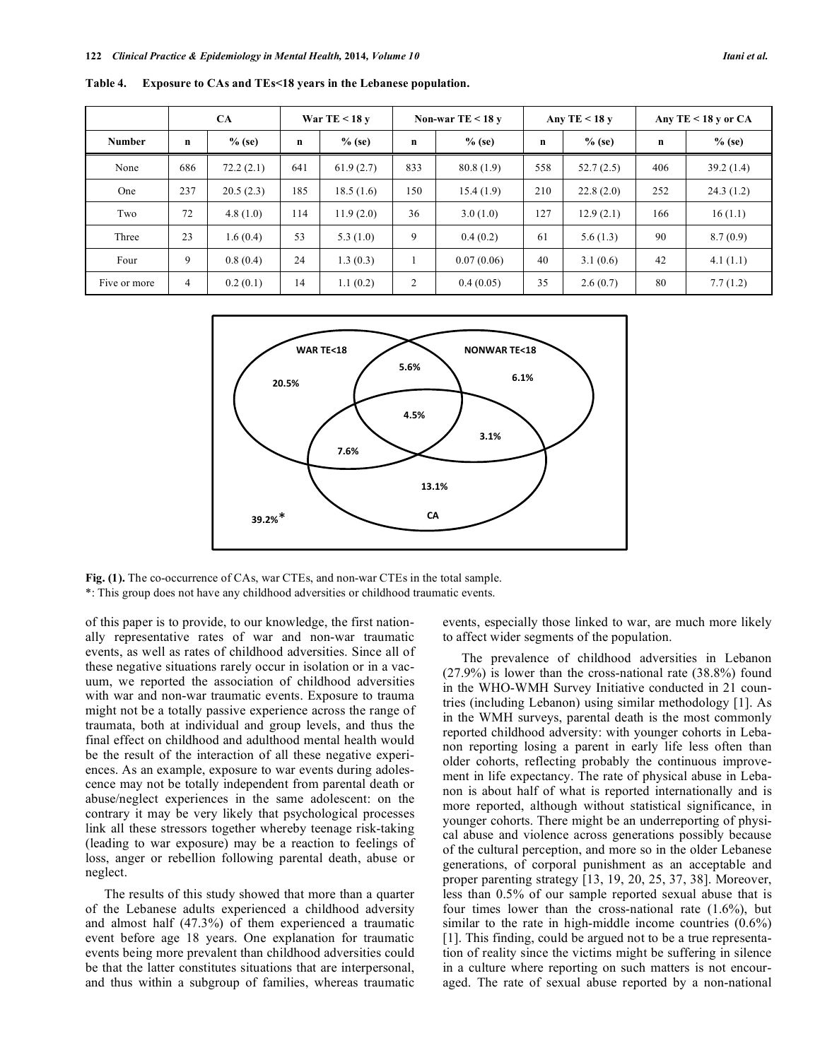**Table 4. Exposure to CAs and TEs<18 years in the Lebanese population.**

| | CA | | War TE < 18 y | | Non-war TE < 18 y | | Any TE < 18 y | | Any TE < 18 y or CA | |
|---|---|---|---|---|---|---|---|---|---|---|
| **Number** | **n** | **% (se)** | **n** | **% (se)** | **n** | **% (se)** | **n** | **% (se)** | **n** | **% (se)** |
| None | 686 | 72.2 (2.1) | 641 | 61.9 (2.7) | 833 | 80.8 (1.9) | 558 | 52.7 (2.5) | 406 | 39.2 (1.4) |
| One | 237 | 20.5 (2.3) | 185 | 18.5 (1.6) | 150 | 15.4 (1.9) | 210 | 22.8 (2.0) | 252 | 24.3 (1.2) |
| Two | 72 | 4.8 (1.0) | 114 | 11.9 (2.0) | 36 | 3.0 (1.0) | 127 | 12.9 (2.1) | 166 | 16 (1.1) |
| Three | 23 | 1.6 (0.4) | 53 | 5.3 (1.0) | 9 | 0.4 (0.2) | 61 | 5.6 (1.3) | 90 | 8.7 (0.9) |
| Four | 9 | 0.8 (0.4) | 24 | 1.3 (0.3) | 1 | 0.07 (0.06) | 40 | 3.1 (0.6) | 42 | 4.1 (1.1) |
| Five or more | 4 | 0.2 (0.1) | 14 | 1.1 (0.2) | 2 | 0.4 (0.05) | 35 | 2.6 (0.7) | 80 | 7.7 (1.2) |

WAR TE<18 20.5% 5.6% NONWAR TE<18 6.1% 4.5% 3.1% 7.6% 13.1% CA 39.2%*

**Fig. (1).** The co-occurrence of CAs, war CTEs, and non-war CTEs in the total sample.
*: This group does not have any childhood adversities or childhood traumatic events.

of this paper is to provide, to our knowledge, the first nationally representative rates of war and non-war traumatic events, as well as rates of childhood adversities. Since all of these negative situations rarely occur in isolation or in a vacuum, we reported the association of childhood adversities with war and non-war traumatic events. Exposure to trauma might not be a totally passive experience across the range of traumata, both at individual and group levels, and thus the final effect on childhood and adulthood mental health would be the result of the interaction of all these negative experiences. As an example, exposure to war events during adolescence may not be totally independent from parental death or abuse/neglect experiences in the same adolescent: on the contrary it may be very likely that psychological processes link all these stressors together whereby teenage risk-taking (leading to war exposure) may be a reaction to feelings of loss, anger or rebellion following parental death, abuse or neglect.

The results of this study showed that more than a quarter of the Lebanese adults experienced a childhood adversity and almost half (47.3%) of them experienced a traumatic event before age 18 years. One explanation for traumatic events being more prevalent than childhood adversities could be that the latter constitutes situations that are interpersonal, and thus within a subgroup of families, whereas traumatic events, especially those linked to war, are much more likely to affect wider segments of the population.

The prevalence of childhood adversities in Lebanon (27.9%) is lower than the cross-national rate (38.8%) found in the WHO-WMH Survey Initiative conducted in 21 countries (including Lebanon) using similar methodology [1]. As in the WMH surveys, parental death is the most commonly reported childhood adversity: with younger cohorts in Lebanon reporting losing a parent in early life less often than older cohorts, reflecting probably the continuous improvement in life expectancy. The rate of physical abuse in Lebanon is about half of what is reported internationally and is more reported, although without statistical significance, in younger cohorts. There might be an underreporting of physical abuse and violence across generations possibly because of the cultural perception, and more so in the older Lebanese generations, of corporal punishment as an acceptable and proper parenting strategy [13, 19, 20, 25, 37, 38]. Moreover, less than 0.5% of our sample reported sexual abuse that is four times lower than the cross-national rate (1.6%), but similar to the rate in high-middle income countries (0.6%) [1]. This finding, could be argued not to be a true representation of reality since the victims might be suffering in silence in a culture where reporting on such matters is not encouraged. The rate of sexual abuse reported by a non-national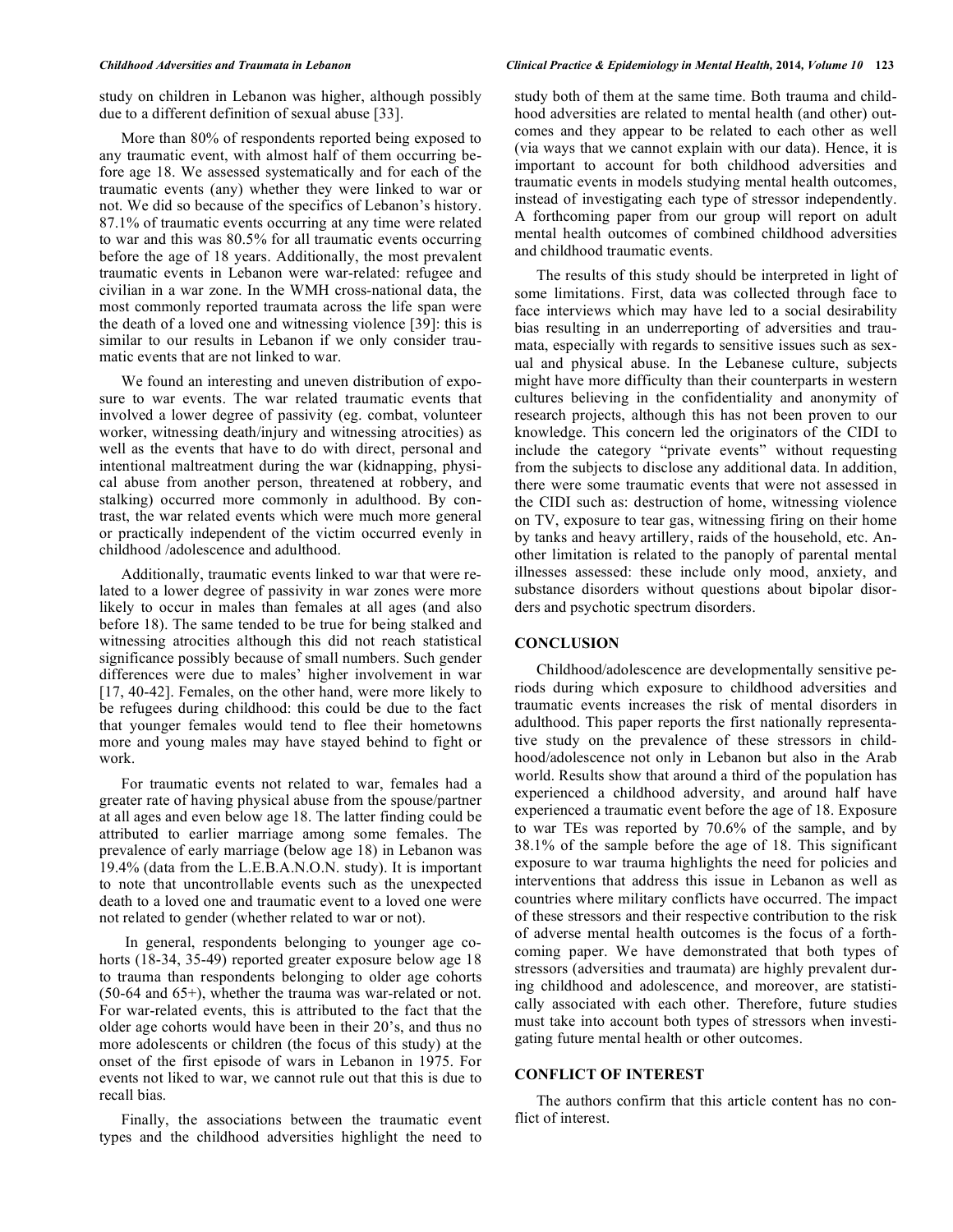study on children in Lebanon was higher, although possibly due to a different definition of sexual abuse [33].

More than 80% of respondents reported being exposed to any traumatic event, with almost half of them occurring before age 18. We assessed systematically and for each of the traumatic events (any) whether they were linked to war or not. We did so because of the specifics of Lebanon's history. 87.1% of traumatic events occurring at any time were related to war and this was 80.5% for all traumatic events occurring before the age of 18 years. Additionally, the most prevalent traumatic events in Lebanon were war-related: refugee and civilian in a war zone. In the WMH cross-national data, the most commonly reported traumata across the life span were the death of a loved one and witnessing violence [39]: this is similar to our results in Lebanon if we only consider traumatic events that are not linked to war.

We found an interesting and uneven distribution of exposure to war events. The war related traumatic events that involved a lower degree of passivity (eg. combat, volunteer worker, witnessing death/injury and witnessing atrocities) as well as the events that have to do with direct, personal and intentional maltreatment during the war (kidnapping, physical abuse from another person, threatened at robbery, and stalking) occurred more commonly in adulthood. By contrast, the war related events which were much more general or practically independent of the victim occurred evenly in childhood /adolescence and adulthood.

Additionally, traumatic events linked to war that were related to a lower degree of passivity in war zones were more likely to occur in males than females at all ages (and also before 18). The same tended to be true for being stalked and witnessing atrocities although this did not reach statistical significance possibly because of small numbers. Such gender differences were due to males' higher involvement in war [17, 40-42]. Females, on the other hand, were more likely to be refugees during childhood: this could be due to the fact that younger females would tend to flee their hometowns more and young males may have stayed behind to fight or work.

For traumatic events not related to war, females had a greater rate of having physical abuse from the spouse/partner at all ages and even below age 18. The latter finding could be attributed to earlier marriage among some females. The prevalence of early marriage (below age 18) in Lebanon was 19.4% (data from the L.E.B.A.N.O.N. study). It is important to note that uncontrollable events such as the unexpected death to a loved one and traumatic event to a loved one were not related to gender (whether related to war or not).

In general, respondents belonging to younger age cohorts (18-34, 35-49) reported greater exposure below age 18 to trauma than respondents belonging to older age cohorts (50-64 and 65+), whether the trauma was war-related or not. For war-related events, this is attributed to the fact that the older age cohorts would have been in their 20's, and thus no more adolescents or children (the focus of this study) at the onset of the first episode of wars in Lebanon in 1975. For events not liked to war, we cannot rule out that this is due to recall bias.

Finally, the associations between the traumatic event types and the childhood adversities highlight the need to study both of them at the same time. Both trauma and childhood adversities are related to mental health (and other) outcomes and they appear to be related to each other as well (via ways that we cannot explain with our data). Hence, it is important to account for both childhood adversities and traumatic events in models studying mental health outcomes, instead of investigating each type of stressor independently. A forthcoming paper from our group will report on adult mental health outcomes of combined childhood adversities and childhood traumatic events.

The results of this study should be interpreted in light of some limitations. First, data was collected through face to face interviews which may have led to a social desirability bias resulting in an underreporting of adversities and traumata, especially with regards to sensitive issues such as sexual and physical abuse. In the Lebanese culture, subjects might have more difficulty than their counterparts in western cultures believing in the confidentiality and anonymity of research projects, although this has not been proven to our knowledge. This concern led the originators of the CIDI to include the category "private events" without requesting from the subjects to disclose any additional data. In addition, there were some traumatic events that were not assessed in the CIDI such as: destruction of home, witnessing violence on TV, exposure to tear gas, witnessing firing on their home by tanks and heavy artillery, raids of the household, etc. Another limitation is related to the panoply of parental mental illnesses assessed: these include only mood, anxiety, and substance disorders without questions about bipolar disorders and psychotic spectrum disorders.

## CONCLUSION

Childhood/adolescence are developmentally sensitive periods during which exposure to childhood adversities and traumatic events increases the risk of mental disorders in adulthood. This paper reports the first nationally representative study on the prevalence of these stressors in childhood/adolescence not only in Lebanon but also in the Arab world. Results show that around a third of the population has experienced a childhood adversity, and around half have experienced a traumatic event before the age of 18. Exposure to war TEs was reported by 70.6% of the sample, and by 38.1% of the sample before the age of 18. This significant exposure to war trauma highlights the need for policies and interventions that address this issue in Lebanon as well as countries where military conflicts have occurred. The impact of these stressors and their respective contribution to the risk of adverse mental health outcomes is the focus of a forthcoming paper. We have demonstrated that both types of stressors (adversities and traumata) are highly prevalent during childhood and adolescence, and moreover, are statistically associated with each other. Therefore, future studies must take into account both types of stressors when investigating future mental health or other outcomes.

## CONFLICT OF INTEREST

The authors confirm that this article content has no conflict of interest.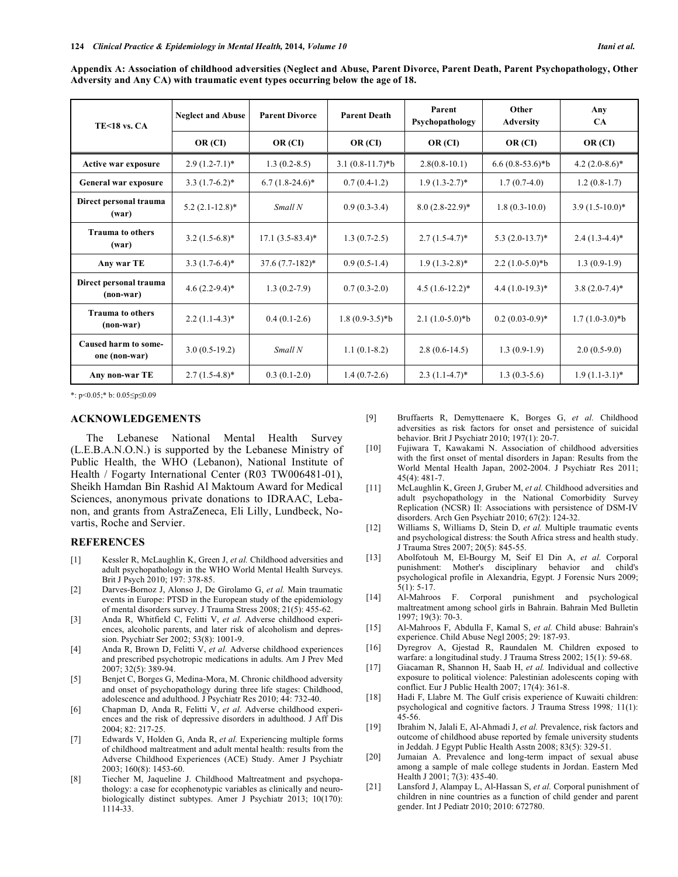**Appendix A: Association of childhood adversities (Neglect and Abuse, Parent Divorce, Parent Death, Parent Psychopathology, Other Adversity and Any CA) with traumatic event types occurring below the age of 18.**

| TE<18 vs. CA | Neglect and Abuse | Parent Divorce | Parent Death | Parent Psychopathology | Other Adversity | Any CA |
|---|---|---|---|---|---|---|
| | OR (CI) | OR (CI) | OR (CI) | OR (CI) | OR (CI) | OR (CI) |
| **Active war exposure** | 2.9 (1.2-7.1)* | 1.3 (0.2-8.5) | 3.1 (0.8-11.7)*b | 2.8(0.8-10.1) | 6.6 (0.8-53.6)*b | 4.2 (2.0-8.6)* |
| **General war exposure** | 3.3 (1.7-6.2)* | 6.7 (1.8-24.6)* | 0.7 (0.4-1.2) | 1.9 (1.3-2.7)* | 1.7 (0.7-4.0) | 1.2 (0.8-1.7) |
| **Direct personal trauma (war)** | 5.2 (2.1-12.8)* | *Small N* | 0.9 (0.3-3.4) | 8.0 (2.8-22.9)* | 1.8 (0.3-10.0) | 3.9 (1.5-10.0)* |
| **Trauma to others (war)** | 3.2 (1.5-6.8)* | 17.1 (3.5-83.4)* | 1.3 (0.7-2.5) | 2.7 (1.5-4.7)* | 5.3 (2.0-13.7)* | 2.4 (1.3-4.4)* |
| **Any war TE** | 3.3 (1.7-6.4)* | 37.6 (7.7-182)* | 0.9 (0.5-1.4) | 1.9 (1.3-2.8)* | 2.2 (1.0-5.0)*b | 1.3 (0.9-1.9) |
| **Direct personal trauma (non-war)** | 4.6 (2.2-9.4)* | 1.3 (0.2-7.9) | 0.7 (0.3-2.0) | 4.5 (1.6-12.2)* | 4.4 (1.0-19.3)* | 3.8 (2.0-7.4)* |
| **Trauma to others (non-war)** | 2.2 (1.1-4.3)* | 0.4 (0.1-2.6) | 1.8 (0.9-3.5)*b | 2.1 (1.0-5.0)*b | 0.2 (0.03-0.9)* | 1.7 (1.0-3.0)*b |
| **Caused harm to someone (non-war)** | 3.0 (0.5-19.2) | *Small N* | 1.1 (0.1-8.2) | 2.8 (0.6-14.5) | 1.3 (0.9-1.9) | 2.0 (0.5-9.0) |
| **Any non-war TE** | 2.7 (1.5-4.8)* | 0.3 (0.1-2.0) | 1.4 (0.7-2.6) | 2.3 (1.1-4.7)* | 1.3 (0.3-5.6) | 1.9 (1.1-3.1)* |

*: $p<0.05$;* b: $0.05 \leq p \leq 0.09$

## ACKNOWLEDGEMENTS

The Lebanese National Mental Health Survey (L.E.B.A.N.O.N.) is supported by the Lebanese Ministry of Public Health, the WHO (Lebanon), National Institute of Health / Fogarty International Center (R03 TW006481-01), Sheikh Hamdan Bin Rashid Al Maktoum Award for Medical Sciences, anonymous private donations to IDRAAC, Lebanon, and grants from AstraZeneca, Eli Lilly, Lundbeck, Novartis, Roche and Servier.

## REFERENCES

[1] Kessler R, McLaughlin K, Green J, *et al.* Childhood adversities and adult psychopathology in the WHO World Mental Health Surveys. Brit J Psych 2010; 197: 378-85.

[2] Darves-Bornoz J, Alonso J, De Girolamo G, *et al.* Main traumatic events in Europe: PTSD in the European study of the epidemiology of mental disorders survey. J Trauma Stress 2008; 21(5): 455-62.

[3] Anda R, Whitfield C, Felitti V, *et al.* Adverse childhood experiences, alcoholic parents, and later risk of alcoholism and depression. Psychiatr Ser 2002; 53(8): 1001-9.

[4] Anda R, Brown D, Felitti V, *et al.* Adverse childhood experiences and prescribed psychotropic medications in adults. Am J Prev Med 2007; 32(5): 389-94.

[5] Benjet C, Borges G, Medina-Mora, M. Chronic childhood adversity and onset of psychopathology during three life stages: Childhood, adolescence and adulthood. J Psychiatr Res 2010; 44: 732-40.

[6] Chapman D, Anda R, Felitti V, *et al.* Adverse childhood experiences and the risk of depressive disorders in adulthood. J Aff Dis 2004; 82: 217-25.

[7] Edwards V, Holden G, Anda R, *et al.* Experiencing multiple forms of childhood maltreatment and adult mental health: results from the Adverse Childhood Experiences (ACE) Study. Amer J Psychiatr 2003; 160(8): 1453-60.

[8] Tiecher M, Jaqueline J. Childhood Maltreatment and psychopathology: a case for ecophenotypic variables as clinically and neurobiologically distinct subtypes. Amer J Psychiatr 2013; 10(170): 1114-33.

[9] Bruffaerts R, Demyttenaere K, Borges G, *et al.* Childhood adversities as risk factors for onset and persistence of suicidal behavior. Brit J Psychiatr 2010; 197(1): 20-7.

[10] Fujiwara T, Kawakami N. Association of childhood adversities with the first onset of mental disorders in Japan: Results from the World Mental Health Japan, 2002-2004. J Psychiatr Res 2011; 45(4): 481-7.

[11] McLaughlin K, Green J, Gruber M, *et al.* Childhood adversities and adult psychopathology in the National Comorbidity Survey Replication (NCSR) II: Associations with persistence of DSM-IV disorders. Arch Gen Psychiatr 2010; 67(2): 124-32.

[12] Williams S, Williams D, Stein D, *et al.* Multiple traumatic events and psychological distress: the South Africa stress and health study. J Trauma Stres 2007; 20(5): 845-55.

[13] Abolfotouh M, El-Bourgy M, Seif El Din A, *et al.* Corporal punishment: Mother's disciplinary behavior and child's psychological profile in Alexandria, Egypt. J Forensic Nurs 2009; 5(1): 5-17.

[14] Al-Mahroos F. Corporal punishment and psychological maltreatment among school girls in Bahrain. Bahrain Med Bulletin 1997; 19(3): 70-3.

[15] Al-Mahroos F, Abdulla F, Kamal S, *et al.* Child abuse: Bahrain's experience. Child Abuse Negl 2005; 29: 187-93.

[16] Dyregrov A, Gjestad R, Raundalen M. Children exposed to warfare: a longitudinal study. J Trauma Stress 2002; 15(1): 59-68.

[17] Giacaman R, Shannon H, Saab H, *et al.* Individual and collective exposure to political violence: Palestinian adolescents coping with conflict. Eur J Public Health 2007; 17(4): 361-8.

[18] Hadi F, Llabre M. The Gulf crisis experience of Kuwaiti children: psychological and cognitive factors. J Trauma Stress 1998*;* 11(1): 45-56.

[19] Ibrahim N, Jalali E, Al-Ahmadi J, *et al.* Prevalence, risk factors and outcome of childhood abuse reported by female university students in Jeddah. J Egypt Public Health Asstn 2008; 83(5): 329-51.

[20] Jumaian A. Prevalence and long-term impact of sexual abuse among a sample of male college students in Jordan. Eastern Med Health J 2001; 7(3): 435-40.

[21] Lansford J, Alampay L, Al-Hassan S, *et al.* Corporal punishment of children in nine countries as a function of child gender and parent gender. Int J Pediatr 2010; 2010: 672780.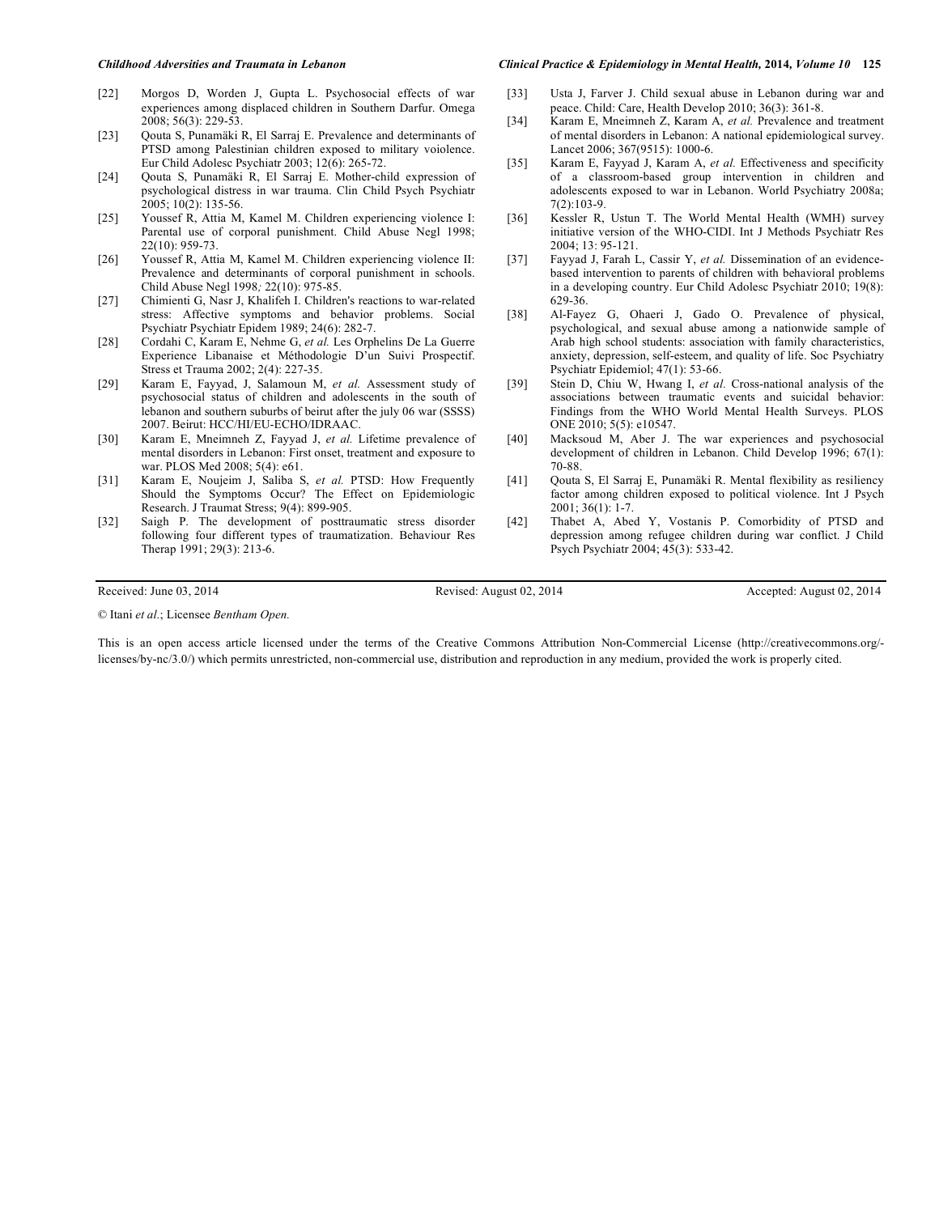[22] Morgos D, Worden J, Gupta L. Psychosocial effects of war experiences among displaced children in Southern Darfur. Omega 2008; 56(3): 229-53.

[23] Qouta S, Punamäki R, El Sarraj E. Prevalence and determinants of PTSD among Palestinian children exposed to military voiolence. Eur Child Adolesc Psychiatr 2003; 12(6): 265-72.

[24] Qouta S, Punamäki R, El Sarraj E. Mother-child expression of psychological distress in war trauma. Clin Child Psych Psychiatr 2005; 10(2): 135-56.

[25] Youssef R, Attia M, Kamel M. Children experiencing violence I: Parental use of corporal punishment. Child Abuse Negl 1998; 22(10): 959-73.

[26] Youssef R, Attia M, Kamel M. Children experiencing violence II: Prevalence and determinants of corporal punishment in schools. Child Abuse Negl 1998*;* 22(10): 975-85.

[27] Chimienti G, Nasr J, Khalifeh I. Children's reactions to war-related stress: Affective symptoms and behavior problems. Social Psychiatr Psychiatr Epidem 1989; 24(6): 282-7.

[28] Cordahi C, Karam E, Nehme G, *et al.* Les Orphelins De La Guerre Experience Libanaise et Méthodologie D'un Suivi Prospectif. Stress et Trauma 2002; 2(4): 227-35.

[29] Karam E, Fayyad, J, Salamoun M, *et al.* Assessment study of psychosocial status of children and adolescents in the south of lebanon and southern suburbs of beirut after the july 06 war (SSSS) 2007. Beirut: HCC/HI/EU-ECHO/IDRAAC.

[30] Karam E, Mneimneh Z, Fayyad J, *et al.* Lifetime prevalence of mental disorders in Lebanon: First onset, treatment and exposure to war. PLOS Med 2008; 5(4): e61.

[31] Karam E, Noujeim J, Saliba S, *et al.* PTSD: How Frequently Should the Symptoms Occur? The Effect on Epidemiologic Research. J Traumat Stress; 9(4): 899-905.

[32] Saigh P. The development of posttraumatic stress disorder following four different types of traumatization. Behaviour Res Therap 1991; 29(3): 213-6.

[33] Usta J, Farver J. Child sexual abuse in Lebanon during war and peace. Child: Care, Health Develop 2010; 36(3): 361-8.

[34] Karam E, Mneimneh Z, Karam A, *et al.* Prevalence and treatment of mental disorders in Lebanon: A national epidemiological survey. Lancet 2006; 367(9515): 1000-6.

[35] Karam E, Fayyad J, Karam A, *et al.* Effectiveness and specificity of a classroom-based group intervention in children and adolescents exposed to war in Lebanon. World Psychiatry 2008a; 7(2):103-9.

[36] Kessler R, Ustun T. The World Mental Health (WMH) survey initiative version of the WHO-CIDI. Int J Methods Psychiatr Res 2004; 13: 95-121.

[37] Fayyad J, Farah L, Cassir Y, *et al.* Dissemination of an evidence-based intervention to parents of children with behavioral problems in a developing country. Eur Child Adolesc Psychiatr 2010; 19(8): 629-36.

[38] Al-Fayez G, Ohaeri J, Gado O. Prevalence of physical, psychological, and sexual abuse among a nationwide sample of Arab high school students: association with family characteristics, anxiety, depression, self-esteem, and quality of life. Soc Psychiatry Psychiatr Epidemiol; 47(1): 53-66.

[39] Stein D, Chiu W, Hwang I, *et al.* Cross-national analysis of the associations between traumatic events and suicidal behavior: Findings from the WHO World Mental Health Surveys. PLOS ONE 2010; 5(5): e10547.

[40] Macksoud M, Aber J. The war experiences and psychosocial development of children in Lebanon. Child Develop 1996; 67(1): 70-88.

[41] Qouta S, El Sarraj E, Punamäki R. Mental flexibility as resiliency factor among children exposed to political violence. Int J Psych 2001; 36(1): 1-7.

[42] Thabet A, Abed Y, Vostanis P. Comorbidity of PTSD and depression among refugee children during war conflict. J Child Psych Psychiatr 2004; 45(3): 533-42.

Received: June 03, 2014 Revised: August 02, 2014 Accepted: August 02, 2014

© Itani *et al.*; Licensee *Bentham Open.*

This is an open access article licensed under the terms of the Creative Commons Attribution Non-Commercial License (http://creativecommons.org/-licenses/by-nc/3.0/) which permits unrestricted, non-commercial use, distribution and reproduction in any medium, provided the work is properly cited.